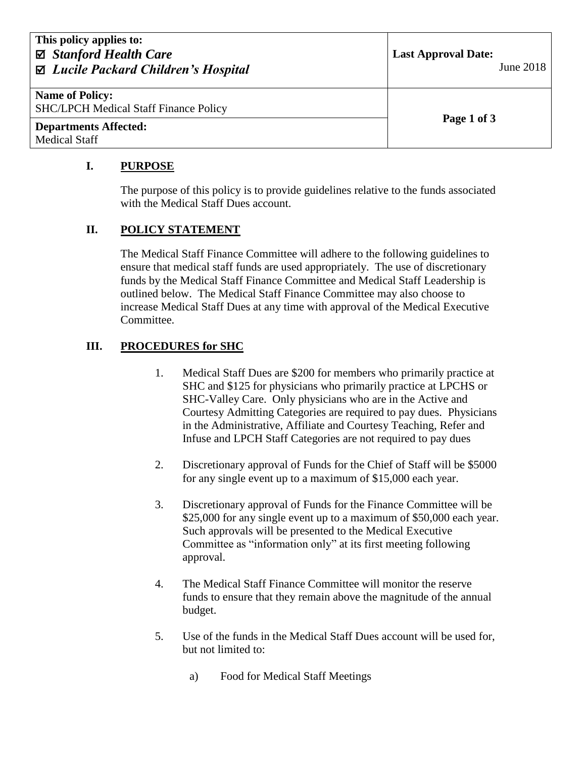| This policy applies to: ☑ *Stanford Health Care* ☑ *Lucile Packard Children's Hospital* | **Last Approval Date:** June 2018 |
| --- | --- |
| **Name of Policy:** SHC/LPCH Medical Staff Finance Policy | |
| **Departments Affected:** Medical Staff | |

## I. PURPOSE

The purpose of this policy is to provide guidelines relative to the funds associated with the Medical Staff Dues account.

## II. POLICY STATEMENT

The Medical Staff Finance Committee will adhere to the following guidelines to ensure that medical staff funds are used appropriately. The use of discretionary funds by the Medical Staff Finance Committee and Medical Staff Leadership is outlined below. The Medical Staff Finance Committee may also choose to increase Medical Staff Dues at any time with approval of the Medical Executive Committee.

## III. PROCEDURES for SHC

1. Medical Staff Dues are $200 for members who primarily practice at SHC and $125 for physicians who primarily practice at LPCHS or SHC-Valley Care. Only physicians who are in the Active and Courtesy Admitting Categories are required to pay dues. Physicians in the Administrative, Affiliate and Courtesy Teaching, Refer and Infuse and LPCH Staff Categories are not required to pay dues

2. Discretionary approval of Funds for the Chief of Staff will be $5000 for any single event up to a maximum of $15,000 each year.

3. Discretionary approval of Funds for the Finance Committee will be $25,000 for any single event up to a maximum of $50,000 each year. Such approvals will be presented to the Medical Executive Committee as "information only" at its first meeting following approval.

4. The Medical Staff Finance Committee will monitor the reserve funds to ensure that they remain above the magnitude of the annual budget.

5. Use of the funds in the Medical Staff Dues account will be used for, but not limited to:

   a) Food for Medical Staff Meetings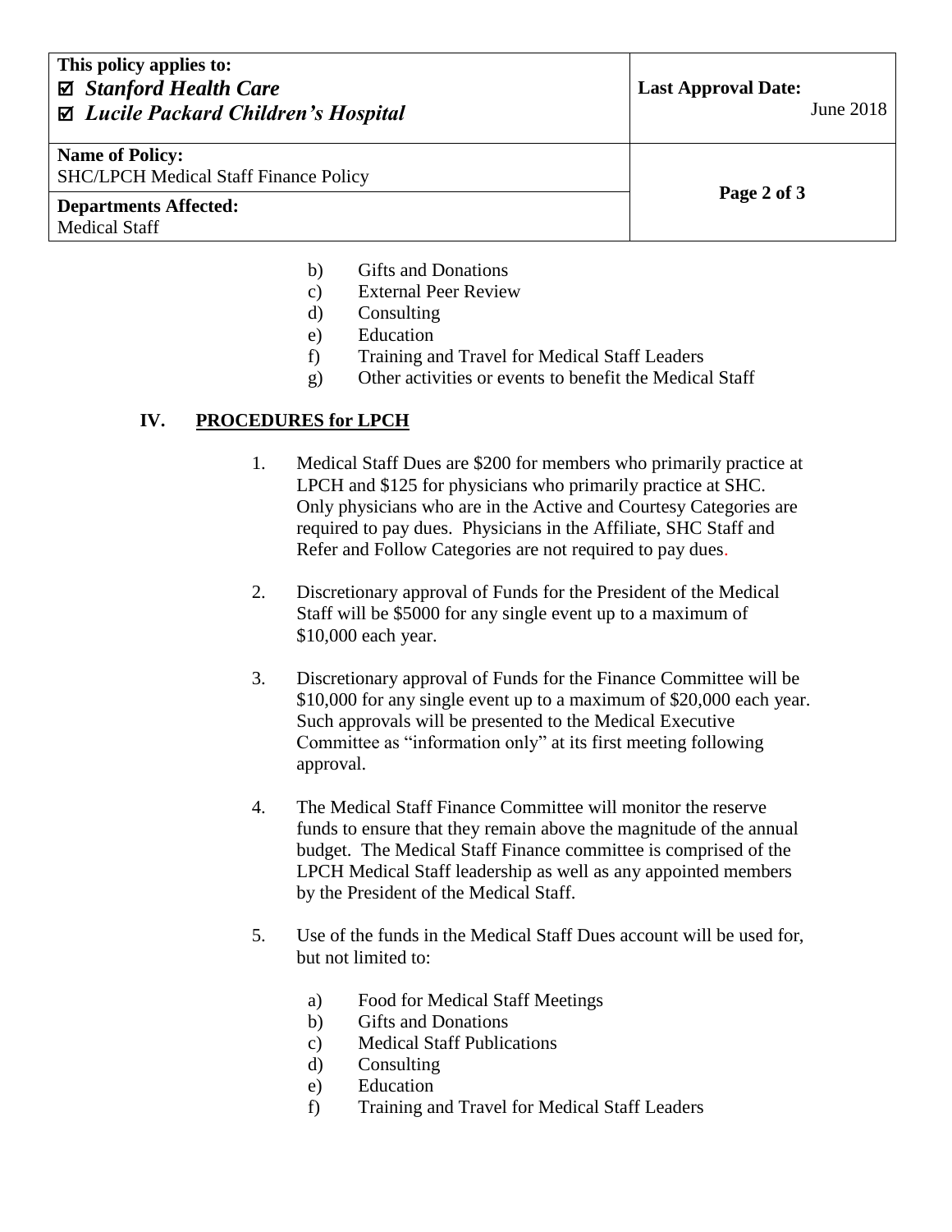b) Gifts and Donations
c) External Peer Review
d) Consulting
e) Education
f) Training and Travel for Medical Staff Leaders
g) Other activities or events to benefit the Medical Staff

## IV. PROCEDURES for LPCH

1. Medical Staff Dues are $200 for members who primarily practice at LPCH and $125 for physicians who primarily practice at SHC. Only physicians who are in the Active and Courtesy Categories are required to pay dues. Physicians in the Affiliate, SHC Staff and Refer and Follow Categories are not required to pay dues.

2. Discretionary approval of Funds for the President of the Medical Staff will be $5000 for any single event up to a maximum of $10,000 each year.

3. Discretionary approval of Funds for the Finance Committee will be $10,000 for any single event up to a maximum of $20,000 each year. Such approvals will be presented to the Medical Executive Committee as "information only" at its first meeting following approval.

4. The Medical Staff Finance Committee will monitor the reserve funds to ensure that they remain above the magnitude of the annual budget. The Medical Staff Finance committee is comprised of the LPCH Medical Staff leadership as well as any appointed members by the President of the Medical Staff.

5. Use of the funds in the Medical Staff Dues account will be used for, but not limited to:

   a) Food for Medical Staff Meetings
   b) Gifts and Donations
   c) Medical Staff Publications
   d) Consulting
   e) Education
   f) Training and Travel for Medical Staff Leaders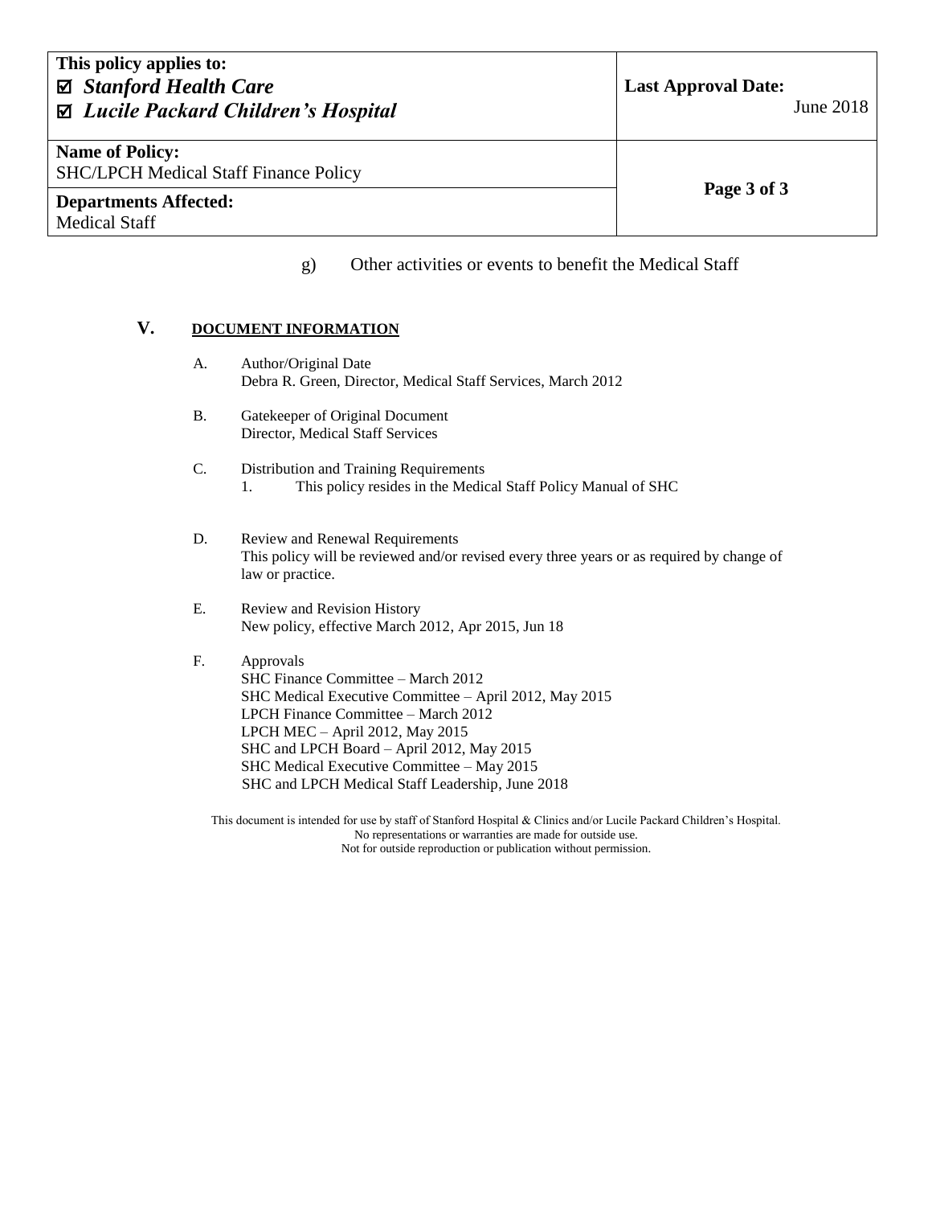g) Other activities or events to benefit the Medical Staff

## V. DOCUMENT INFORMATION

A. Author/Original Date
Debra R. Green, Director, Medical Staff Services, March 2012

B. Gatekeeper of Original Document
Director, Medical Staff Services

C. Distribution and Training Requirements
1. This policy resides in the Medical Staff Policy Manual of SHC

D. Review and Renewal Requirements
This policy will be reviewed and/or revised every three years or as required by change of law or practice.

E. Review and Revision History
New policy, effective March 2012, Apr 2015, Jun 18

F. Approvals
SHC Finance Committee – March 2012
SHC Medical Executive Committee – April 2012, May 2015
LPCH Finance Committee – March 2012
LPCH MEC – April 2012, May 2015
SHC and LPCH Board – April 2012, May 2015
SHC Medical Executive Committee – May 2015
SHC and LPCH Medical Staff Leadership, June 2018

This document is intended for use by staff of Stanford Hospital & Clinics and/or Lucile Packard Children's Hospital.
No representations or warranties are made for outside use.
Not for outside reproduction or publication without permission.